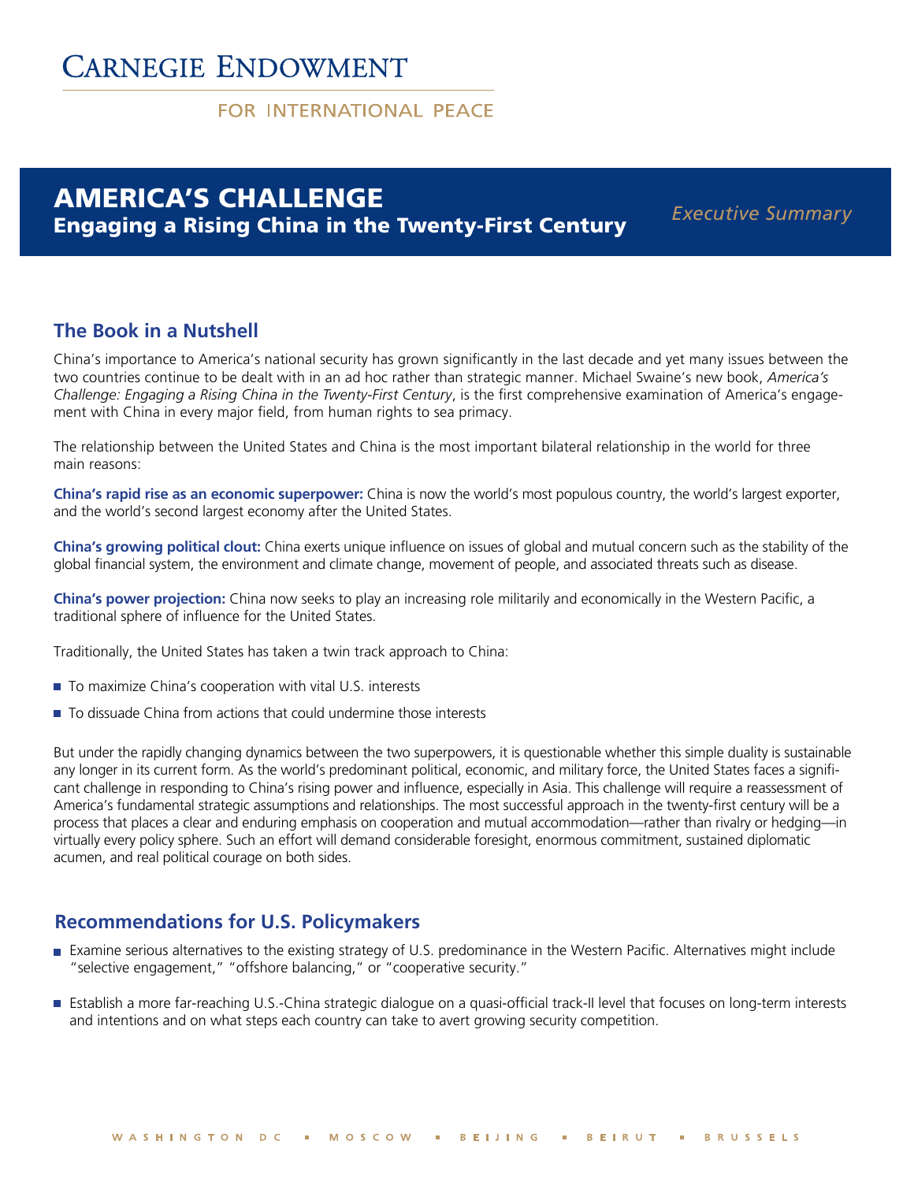# Carnegie Endowment

FOR INTERNATIONAL PEACE

## AMERICA'S CHALLENGE
### Engaging a Rising China in the Twenty-First Century

*Executive Summary*

## The Book in a Nutshell

China's importance to America's national security has grown significantly in the last decade and yet many issues between the two countries continue to be dealt with in an ad hoc rather than strategic manner. Michael Swaine's new book, *America's Challenge: Engaging a Rising China in the Twenty-First Century*, is the first comprehensive examination of America's engagement with China in every major field, from human rights to sea primacy.

The relationship between the United States and China is the most important bilateral relationship in the world for three main reasons:

**China's rapid rise as an economic superpower:** China is now the world's most populous country, the world's largest exporter, and the world's second largest economy after the United States.

**China's growing political clout:** China exerts unique influence on issues of global and mutual concern such as the stability of the global financial system, the environment and climate change, movement of people, and associated threats such as disease.

**China's power projection:** China now seeks to play an increasing role militarily and economically in the Western Pacific, a traditional sphere of influence for the United States.

Traditionally, the United States has taken a twin track approach to China:

- To maximize China's cooperation with vital U.S. interests
- To dissuade China from actions that could undermine those interests

But under the rapidly changing dynamics between the two superpowers, it is questionable whether this simple duality is sustainable any longer in its current form. As the world's predominant political, economic, and military force, the United States faces a significant challenge in responding to China's rising power and influence, especially in Asia. This challenge will require a reassessment of America's fundamental strategic assumptions and relationships. The most successful approach in the twenty-first century will be a process that places a clear and enduring emphasis on cooperation and mutual accommodation—rather than rivalry or hedging—in virtually every policy sphere. Such an effort will demand considerable foresight, enormous commitment, sustained diplomatic acumen, and real political courage on both sides.

## Recommendations for U.S. Policymakers

- Examine serious alternatives to the existing strategy of U.S. predominance in the Western Pacific. Alternatives might include "selective engagement," "offshore balancing," or "cooperative security."
- Establish a more far-reaching U.S.-China strategic dialogue on a quasi-official track-II level that focuses on long-term interests and intentions and on what steps each country can take to avert growing security competition.

WASHINGTON DC ▪ MOSCOW ▪ BEIJING ▪ BEIRUT ▪ BRUSSELS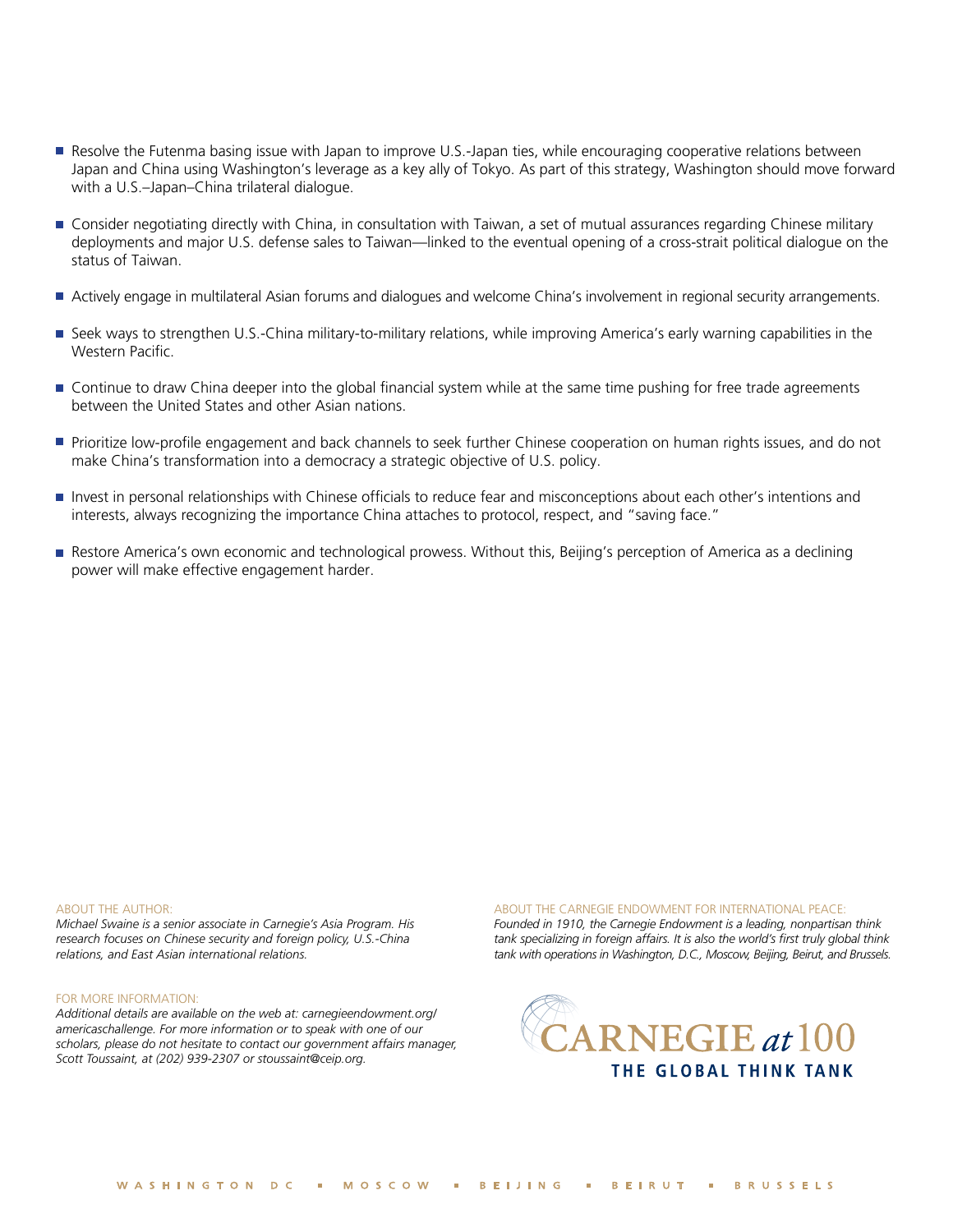- Resolve the Futenma basing issue with Japan to improve U.S.-Japan ties, while encouraging cooperative relations between Japan and China using Washington's leverage as a key ally of Tokyo. As part of this strategy, Washington should move forward with a U.S.–Japan–China trilateral dialogue.
- Consider negotiating directly with China, in consultation with Taiwan, a set of mutual assurances regarding Chinese military deployments and major U.S. defense sales to Taiwan—linked to the eventual opening of a cross-strait political dialogue on the status of Taiwan.
- Actively engage in multilateral Asian forums and dialogues and welcome China's involvement in regional security arrangements.
- Seek ways to strengthen U.S.-China military-to-military relations, while improving America's early warning capabilities in the Western Pacific.
- Continue to draw China deeper into the global financial system while at the same time pushing for free trade agreements between the United States and other Asian nations.
- Prioritize low-profile engagement and back channels to seek further Chinese cooperation on human rights issues, and do not make China's transformation into a democracy a strategic objective of U.S. policy.
- Invest in personal relationships with Chinese officials to reduce fear and misconceptions about each other's intentions and interests, always recognizing the importance China attaches to protocol, respect, and "saving face."
- Restore America's own economic and technological prowess. Without this, Beijing's perception of America as a declining power will make effective engagement harder.

ABOUT THE AUTHOR:

*Michael Swaine is a senior associate in Carnegie's Asia Program. His research focuses on Chinese security and foreign policy, U.S.-China relations, and East Asian international relations.*

FOR MORE INFORMATION:

*Additional details are available on the web at: carnegieendowment.org/americaschallenge. For more information or to speak with one of our scholars, please do not hesitate to contact our government affairs manager, Scott Toussaint, at (202) 939-2307 or stoussaint@ceip.org.*

ABOUT THE CARNEGIE ENDOWMENT FOR INTERNATIONAL PEACE:

*Founded in 1910, the Carnegie Endowment is a leading, nonpartisan think tank specializing in foreign affairs. It is also the world's first truly global think tank with operations in Washington, D.C., Moscow, Beijing, Beirut, and Brussels.*

CARNEGIE *at* 100

THE GLOBAL THINK TANK

WASHINGTON DC ▪ MOSCOW ▪ BEIJING ▪ BEIRUT ▪ BRUSSELS